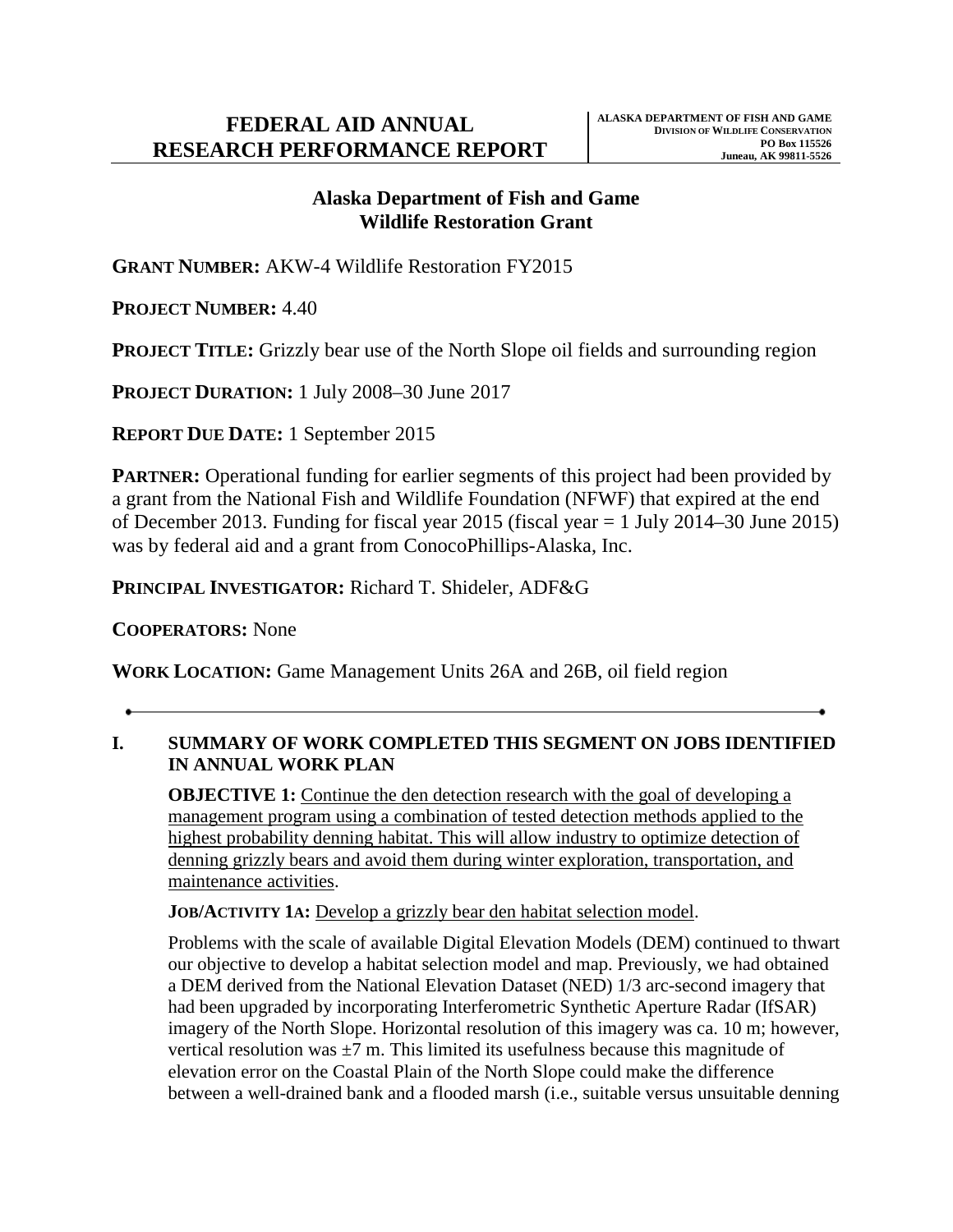# FEDERAL AID ANNUAL RESEARCH PERFORMANCE REPORT

**ALASKA DEPARTMENT OF FISH AND GAME**
**DIVISION OF WILDLIFE CONSERVATION**
**PO Box 115526**
**Juneau, AK 99811-5526**

## Alaska Department of Fish and Game
## Wildlife Restoration Grant

**GRANT NUMBER:** AKW-4 Wildlife Restoration FY2015

**PROJECT NUMBER:** 4.40

**PROJECT TITLE:** Grizzly bear use of the North Slope oil fields and surrounding region

**PROJECT DURATION:** 1 July 2008–30 June 2017

**REPORT DUE DATE:** 1 September 2015

**PARTNER:** Operational funding for earlier segments of this project had been provided by a grant from the National Fish and Wildlife Foundation (NFWF) that expired at the end of December 2013. Funding for fiscal year 2015 (fiscal year = 1 July 2014–30 June 2015) was by federal aid and a grant from ConocoPhillips-Alaska, Inc.

**PRINCIPAL INVESTIGATOR:** Richard T. Shideler, ADF&G

**COOPERATORS:** None

**WORK LOCATION:** Game Management Units 26A and 26B, oil field region

---

## I. SUMMARY OF WORK COMPLETED THIS SEGMENT ON JOBS IDENTIFIED IN ANNUAL WORK PLAN

**OBJECTIVE 1:** Continue the den detection research with the goal of developing a management program using a combination of tested detection methods applied to the highest probability denning habitat. This will allow industry to optimize detection of denning grizzly bears and avoid them during winter exploration, transportation, and maintenance activities.

**JOB/ACTIVITY 1A:** Develop a grizzly bear den habitat selection model.

Problems with the scale of available Digital Elevation Models (DEM) continued to thwart our objective to develop a habitat selection model and map. Previously, we had obtained a DEM derived from the National Elevation Dataset (NED) 1/3 arc-second imagery that had been upgraded by incorporating Interferometric Synthetic Aperture Radar (IfSAR) imagery of the North Slope. Horizontal resolution of this imagery was ca. 10 m; however, vertical resolution was ±7 m. This limited its usefulness because this magnitude of elevation error on the Coastal Plain of the North Slope could make the difference between a well-drained bank and a flooded marsh (i.e., suitable versus unsuitable denning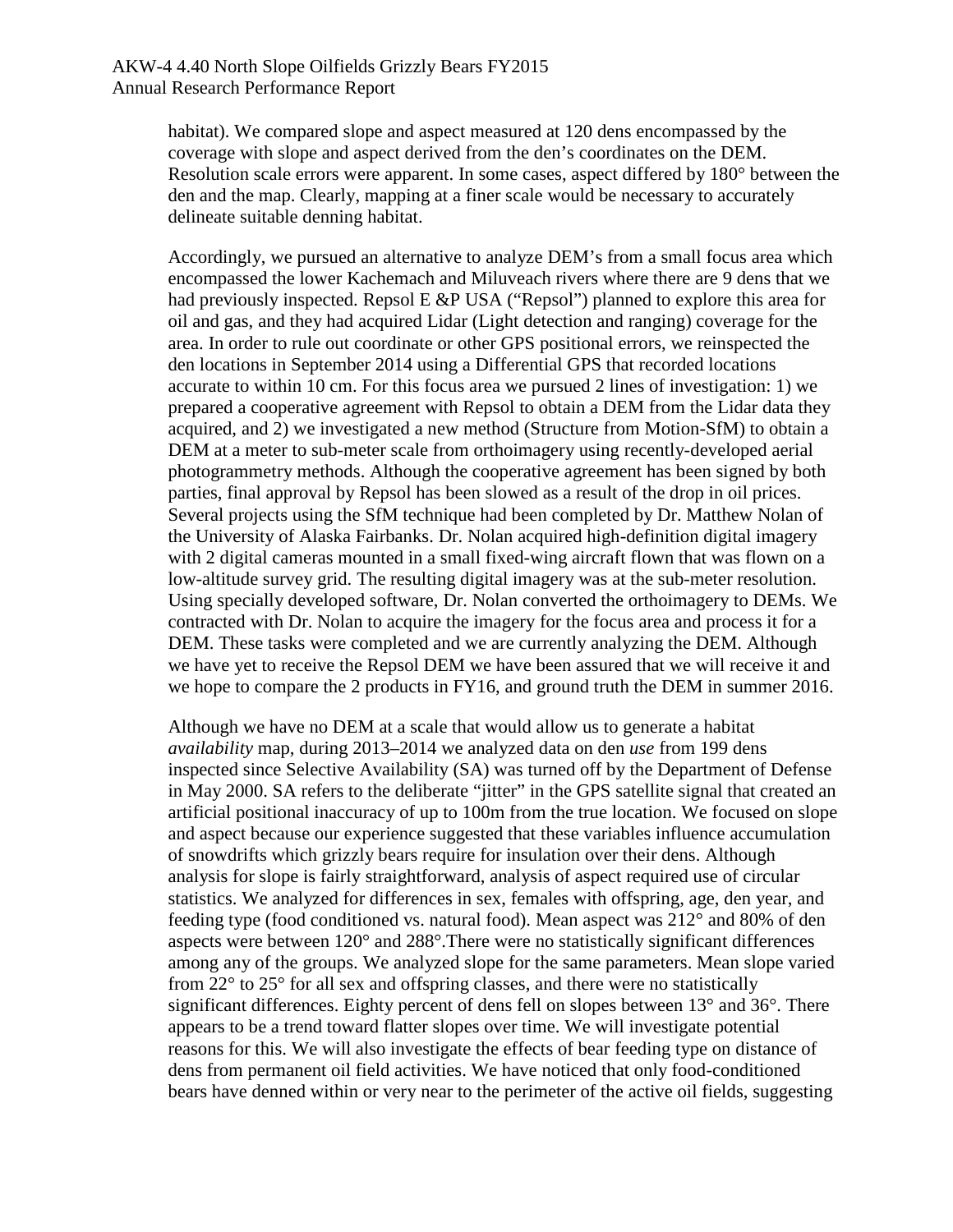habitat). We compared slope and aspect measured at 120 dens encompassed by the coverage with slope and aspect derived from the den's coordinates on the DEM. Resolution scale errors were apparent. In some cases, aspect differed by 180° between the den and the map. Clearly, mapping at a finer scale would be necessary to accurately delineate suitable denning habitat.

Accordingly, we pursued an alternative to analyze DEM's from a small focus area which encompassed the lower Kachemach and Miluveach rivers where there are 9 dens that we had previously inspected. Repsol E &P USA ("Repsol") planned to explore this area for oil and gas, and they had acquired Lidar (Light detection and ranging) coverage for the area. In order to rule out coordinate or other GPS positional errors, we reinspected the den locations in September 2014 using a Differential GPS that recorded locations accurate to within 10 cm. For this focus area we pursued 2 lines of investigation: 1) we prepared a cooperative agreement with Repsol to obtain a DEM from the Lidar data they acquired, and 2) we investigated a new method (Structure from Motion-SfM) to obtain a DEM at a meter to sub-meter scale from orthoimagery using recently-developed aerial photogrammetry methods. Although the cooperative agreement has been signed by both parties, final approval by Repsol has been slowed as a result of the drop in oil prices. Several projects using the SfM technique had been completed by Dr. Matthew Nolan of the University of Alaska Fairbanks. Dr. Nolan acquired high-definition digital imagery with 2 digital cameras mounted in a small fixed-wing aircraft flown that was flown on a low-altitude survey grid. The resulting digital imagery was at the sub-meter resolution. Using specially developed software, Dr. Nolan converted the orthoimagery to DEMs. We contracted with Dr. Nolan to acquire the imagery for the focus area and process it for a DEM. These tasks were completed and we are currently analyzing the DEM. Although we have yet to receive the Repsol DEM we have been assured that we will receive it and we hope to compare the 2 products in FY16, and ground truth the DEM in summer 2016.

Although we have no DEM at a scale that would allow us to generate a habitat *availability* map, during 2013–2014 we analyzed data on den *use* from 199 dens inspected since Selective Availability (SA) was turned off by the Department of Defense in May 2000. SA refers to the deliberate "jitter" in the GPS satellite signal that created an artificial positional inaccuracy of up to 100m from the true location. We focused on slope and aspect because our experience suggested that these variables influence accumulation of snowdrifts which grizzly bears require for insulation over their dens. Although analysis for slope is fairly straightforward, analysis of aspect required use of circular statistics. We analyzed for differences in sex, females with offspring, age, den year, and feeding type (food conditioned vs. natural food). Mean aspect was 212° and 80% of den aspects were between 120° and 288°.There were no statistically significant differences among any of the groups. We analyzed slope for the same parameters. Mean slope varied from 22° to 25° for all sex and offspring classes, and there were no statistically significant differences. Eighty percent of dens fell on slopes between 13° and 36°. There appears to be a trend toward flatter slopes over time. We will investigate potential reasons for this. We will also investigate the effects of bear feeding type on distance of dens from permanent oil field activities. We have noticed that only food-conditioned bears have denned within or very near to the perimeter of the active oil fields, suggesting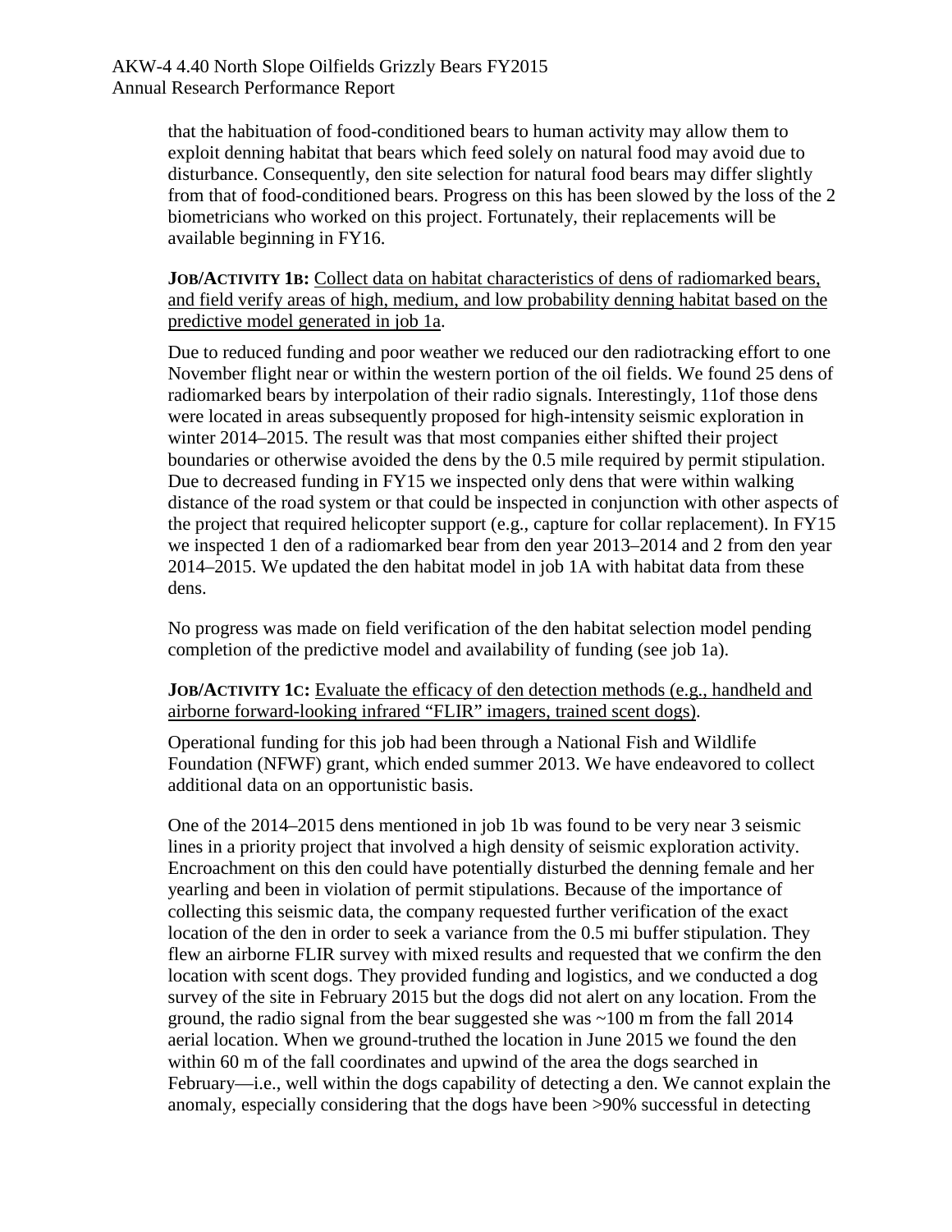that the habituation of food-conditioned bears to human activity may allow them to exploit denning habitat that bears which feed solely on natural food may avoid due to disturbance. Consequently, den site selection for natural food bears may differ slightly from that of food-conditioned bears. Progress on this has been slowed by the loss of the 2 biometricians who worked on this project. Fortunately, their replacements will be available beginning in FY16.

**JOB/ACTIVITY 1B:** Collect data on habitat characteristics of dens of radiomarked bears, and field verify areas of high, medium, and low probability denning habitat based on the predictive model generated in job 1a.

Due to reduced funding and poor weather we reduced our den radiotracking effort to one November flight near or within the western portion of the oil fields. We found 25 dens of radiomarked bears by interpolation of their radio signals. Interestingly, 11of those dens were located in areas subsequently proposed for high-intensity seismic exploration in winter 2014–2015. The result was that most companies either shifted their project boundaries or otherwise avoided the dens by the 0.5 mile required by permit stipulation. Due to decreased funding in FY15 we inspected only dens that were within walking distance of the road system or that could be inspected in conjunction with other aspects of the project that required helicopter support (e.g., capture for collar replacement). In FY15 we inspected 1 den of a radiomarked bear from den year 2013–2014 and 2 from den year 2014–2015. We updated the den habitat model in job 1A with habitat data from these dens.

No progress was made on field verification of the den habitat selection model pending completion of the predictive model and availability of funding (see job 1a).

**JOB/ACTIVITY 1C:** Evaluate the efficacy of den detection methods (e.g., handheld and airborne forward-looking infrared "FLIR" imagers, trained scent dogs).

Operational funding for this job had been through a National Fish and Wildlife Foundation (NFWF) grant, which ended summer 2013. We have endeavored to collect additional data on an opportunistic basis.

One of the 2014–2015 dens mentioned in job 1b was found to be very near 3 seismic lines in a priority project that involved a high density of seismic exploration activity. Encroachment on this den could have potentially disturbed the denning female and her yearling and been in violation of permit stipulations. Because of the importance of collecting this seismic data, the company requested further verification of the exact location of the den in order to seek a variance from the 0.5 mi buffer stipulation. They flew an airborne FLIR survey with mixed results and requested that we confirm the den location with scent dogs. They provided funding and logistics, and we conducted a dog survey of the site in February 2015 but the dogs did not alert on any location. From the ground, the radio signal from the bear suggested she was ~100 m from the fall 2014 aerial location. When we ground-truthed the location in June 2015 we found the den within 60 m of the fall coordinates and upwind of the area the dogs searched in February—i.e., well within the dogs capability of detecting a den. We cannot explain the anomaly, especially considering that the dogs have been >90% successful in detecting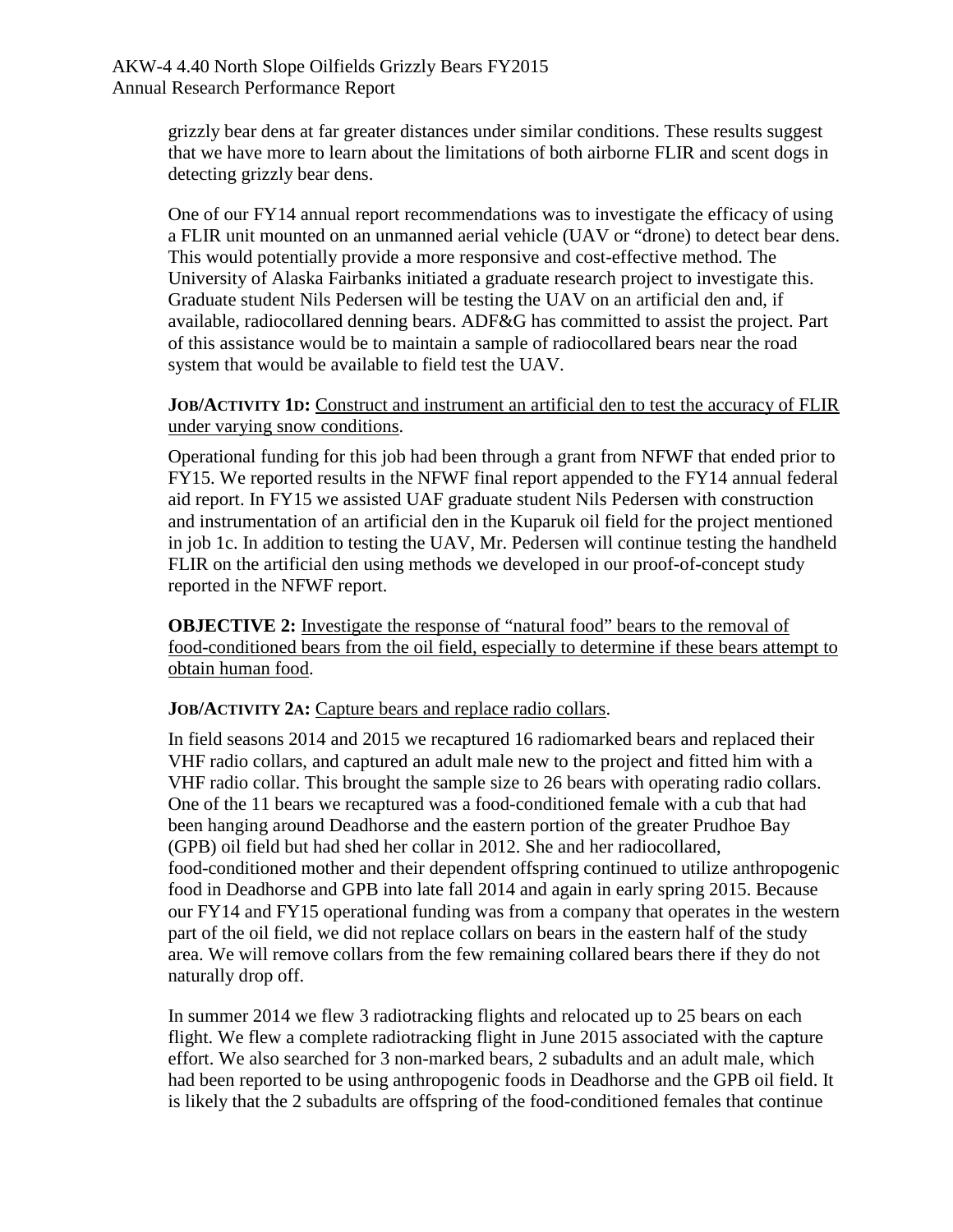grizzly bear dens at far greater distances under similar conditions. These results suggest that we have more to learn about the limitations of both airborne FLIR and scent dogs in detecting grizzly bear dens.

One of our FY14 annual report recommendations was to investigate the efficacy of using a FLIR unit mounted on an unmanned aerial vehicle (UAV or "drone) to detect bear dens. This would potentially provide a more responsive and cost-effective method. The University of Alaska Fairbanks initiated a graduate research project to investigate this. Graduate student Nils Pedersen will be testing the UAV on an artificial den and, if available, radiocollared denning bears. ADF&G has committed to assist the project. Part of this assistance would be to maintain a sample of radiocollared bears near the road system that would be available to field test the UAV.

**JOB/ACTIVITY 1D:** Construct and instrument an artificial den to test the accuracy of FLIR under varying snow conditions.

Operational funding for this job had been through a grant from NFWF that ended prior to FY15. We reported results in the NFWF final report appended to the FY14 annual federal aid report. In FY15 we assisted UAF graduate student Nils Pedersen with construction and instrumentation of an artificial den in the Kuparuk oil field for the project mentioned in job 1c. In addition to testing the UAV, Mr. Pedersen will continue testing the handheld FLIR on the artificial den using methods we developed in our proof-of-concept study reported in the NFWF report.

**OBJECTIVE 2:** Investigate the response of "natural food" bears to the removal of food-conditioned bears from the oil field, especially to determine if these bears attempt to obtain human food.

**JOB/ACTIVITY 2A:** Capture bears and replace radio collars.

In field seasons 2014 and 2015 we recaptured 16 radiomarked bears and replaced their VHF radio collars, and captured an adult male new to the project and fitted him with a VHF radio collar. This brought the sample size to 26 bears with operating radio collars. One of the 11 bears we recaptured was a food-conditioned female with a cub that had been hanging around Deadhorse and the eastern portion of the greater Prudhoe Bay (GPB) oil field but had shed her collar in 2012. She and her radiocollared, food-conditioned mother and their dependent offspring continued to utilize anthropogenic food in Deadhorse and GPB into late fall 2014 and again in early spring 2015. Because our FY14 and FY15 operational funding was from a company that operates in the western part of the oil field, we did not replace collars on bears in the eastern half of the study area. We will remove collars from the few remaining collared bears there if they do not naturally drop off.

In summer 2014 we flew 3 radiotracking flights and relocated up to 25 bears on each flight. We flew a complete radiotracking flight in June 2015 associated with the capture effort. We also searched for 3 non-marked bears, 2 subadults and an adult male, which had been reported to be using anthropogenic foods in Deadhorse and the GPB oil field. It is likely that the 2 subadults are offspring of the food-conditioned females that continue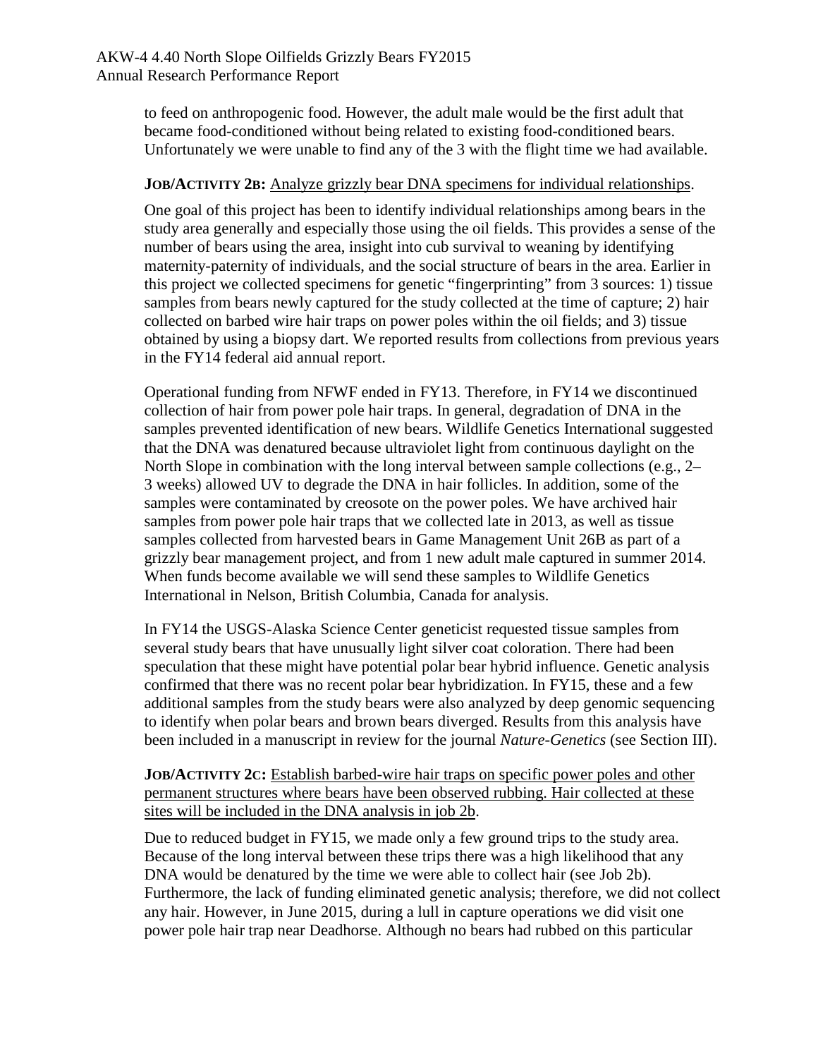to feed on anthropogenic food. However, the adult male would be the first adult that became food-conditioned without being related to existing food-conditioned bears. Unfortunately we were unable to find any of the 3 with the flight time we had available.

**JOB/ACTIVITY 2B:** Analyze grizzly bear DNA specimens for individual relationships.

One goal of this project has been to identify individual relationships among bears in the study area generally and especially those using the oil fields. This provides a sense of the number of bears using the area, insight into cub survival to weaning by identifying maternity-paternity of individuals, and the social structure of bears in the area. Earlier in this project we collected specimens for genetic "fingerprinting" from 3 sources: 1) tissue samples from bears newly captured for the study collected at the time of capture; 2) hair collected on barbed wire hair traps on power poles within the oil fields; and 3) tissue obtained by using a biopsy dart. We reported results from collections from previous years in the FY14 federal aid annual report.

Operational funding from NFWF ended in FY13. Therefore, in FY14 we discontinued collection of hair from power pole hair traps. In general, degradation of DNA in the samples prevented identification of new bears. Wildlife Genetics International suggested that the DNA was denatured because ultraviolet light from continuous daylight on the North Slope in combination with the long interval between sample collections (e.g., 2–3 weeks) allowed UV to degrade the DNA in hair follicles. In addition, some of the samples were contaminated by creosote on the power poles. We have archived hair samples from power pole hair traps that we collected late in 2013, as well as tissue samples collected from harvested bears in Game Management Unit 26B as part of a grizzly bear management project, and from 1 new adult male captured in summer 2014. When funds become available we will send these samples to Wildlife Genetics International in Nelson, British Columbia, Canada for analysis.

In FY14 the USGS-Alaska Science Center geneticist requested tissue samples from several study bears that have unusually light silver coat coloration. There had been speculation that these might have potential polar bear hybrid influence. Genetic analysis confirmed that there was no recent polar bear hybridization. In FY15, these and a few additional samples from the study bears were also analyzed by deep genomic sequencing to identify when polar bears and brown bears diverged. Results from this analysis have been included in a manuscript in review for the journal *Nature-Genetics* (see Section III).

**JOB/ACTIVITY 2C:** Establish barbed-wire hair traps on specific power poles and other permanent structures where bears have been observed rubbing. Hair collected at these sites will be included in the DNA analysis in job 2b.

Due to reduced budget in FY15, we made only a few ground trips to the study area. Because of the long interval between these trips there was a high likelihood that any DNA would be denatured by the time we were able to collect hair (see Job 2b). Furthermore, the lack of funding eliminated genetic analysis; therefore, we did not collect any hair. However, in June 2015, during a lull in capture operations we did visit one power pole hair trap near Deadhorse. Although no bears had rubbed on this particular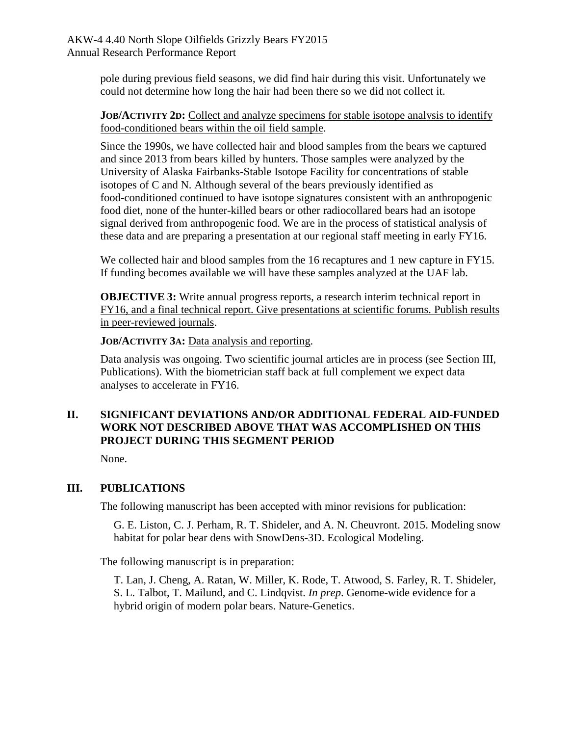pole during previous field seasons, we did find hair during this visit. Unfortunately we could not determine how long the hair had been there so we did not collect it.

**JOB/ACTIVITY 2D:** Collect and analyze specimens for stable isotope analysis to identify food-conditioned bears within the oil field sample.

Since the 1990s, we have collected hair and blood samples from the bears we captured and since 2013 from bears killed by hunters. Those samples were analyzed by the University of Alaska Fairbanks-Stable Isotope Facility for concentrations of stable isotopes of C and N. Although several of the bears previously identified as food-conditioned continued to have isotope signatures consistent with an anthropogenic food diet, none of the hunter-killed bears or other radiocollared bears had an isotope signal derived from anthropogenic food. We are in the process of statistical analysis of these data and are preparing a presentation at our regional staff meeting in early FY16.

We collected hair and blood samples from the 16 recaptures and 1 new capture in FY15. If funding becomes available we will have these samples analyzed at the UAF lab.

**OBJECTIVE 3:** Write annual progress reports, a research interim technical report in FY16, and a final technical report. Give presentations at scientific forums. Publish results in peer-reviewed journals.

**JOB/ACTIVITY 3A:** Data analysis and reporting.

Data analysis was ongoing. Two scientific journal articles are in process (see Section III, Publications). With the biometrician staff back at full complement we expect data analyses to accelerate in FY16.

## II. SIGNIFICANT DEVIATIONS AND/OR ADDITIONAL FEDERAL AID-FUNDED WORK NOT DESCRIBED ABOVE THAT WAS ACCOMPLISHED ON THIS PROJECT DURING THIS SEGMENT PERIOD

None.

## III. PUBLICATIONS

The following manuscript has been accepted with minor revisions for publication:

G. E. Liston, C. J. Perham, R. T. Shideler, and A. N. Cheuvront. 2015. Modeling snow habitat for polar bear dens with SnowDens-3D. Ecological Modeling.

The following manuscript is in preparation:

T. Lan, J. Cheng, A. Ratan, W. Miller, K. Rode, T. Atwood, S. Farley, R. T. Shideler, S. L. Talbot, T. Mailund, and C. Lindqvist. *In prep*. Genome-wide evidence for a hybrid origin of modern polar bears. Nature-Genetics.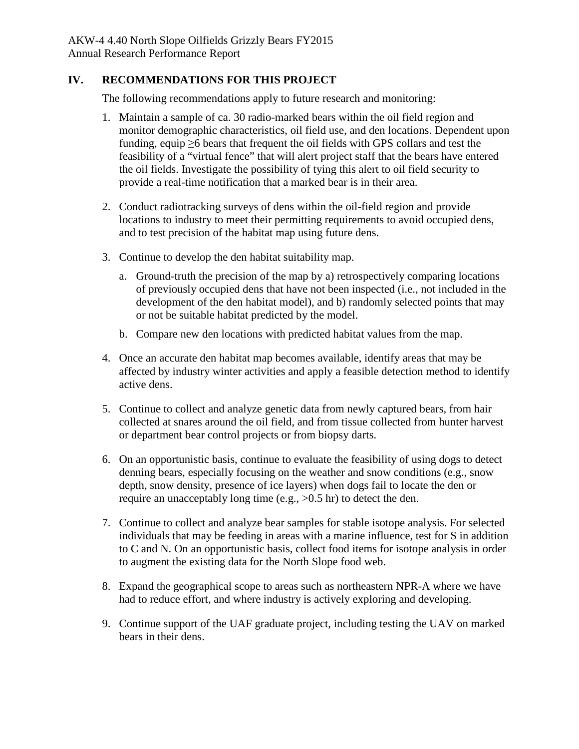## IV. RECOMMENDATIONS FOR THIS PROJECT

The following recommendations apply to future research and monitoring:

1. Maintain a sample of ca. 30 radio-marked bears within the oil field region and monitor demographic characteristics, oil field use, and den locations. Dependent upon funding, equip ≥6 bears that frequent the oil fields with GPS collars and test the feasibility of a "virtual fence" that will alert project staff that the bears have entered the oil fields. Investigate the possibility of tying this alert to oil field security to provide a real-time notification that a marked bear is in their area.

2. Conduct radiotracking surveys of dens within the oil-field region and provide locations to industry to meet their permitting requirements to avoid occupied dens, and to test precision of the habitat map using future dens.

3. Continue to develop the den habitat suitability map.

   a. Ground-truth the precision of the map by a) retrospectively comparing locations of previously occupied dens that have not been inspected (i.e., not included in the development of the den habitat model), and b) randomly selected points that may or not be suitable habitat predicted by the model.

   b. Compare new den locations with predicted habitat values from the map.

4. Once an accurate den habitat map becomes available, identify areas that may be affected by industry winter activities and apply a feasible detection method to identify active dens.

5. Continue to collect and analyze genetic data from newly captured bears, from hair collected at snares around the oil field, and from tissue collected from hunter harvest or department bear control projects or from biopsy darts.

6. On an opportunistic basis, continue to evaluate the feasibility of using dogs to detect denning bears, especially focusing on the weather and snow conditions (e.g., snow depth, snow density, presence of ice layers) when dogs fail to locate the den or require an unacceptably long time (e.g., >0.5 hr) to detect the den.

7. Continue to collect and analyze bear samples for stable isotope analysis. For selected individuals that may be feeding in areas with a marine influence, test for S in addition to C and N. On an opportunistic basis, collect food items for isotope analysis in order to augment the existing data for the North Slope food web.

8. Expand the geographical scope to areas such as northeastern NPR-A where we have had to reduce effort, and where industry is actively exploring and developing.

9. Continue support of the UAF graduate project, including testing the UAV on marked bears in their dens.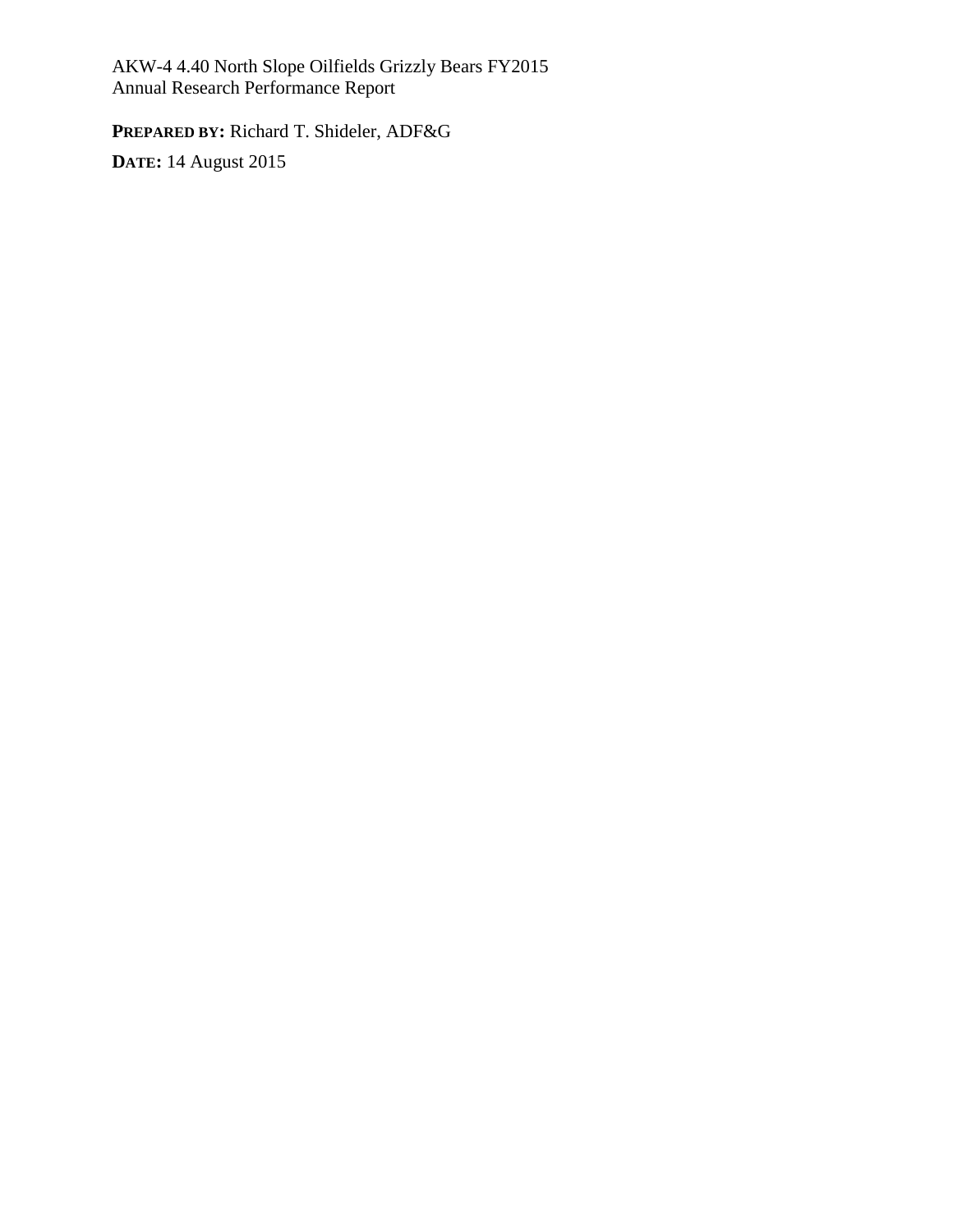AKW-4 4.40 North Slope Oilfields Grizzly Bears FY2015
Annual Research Performance Report

**PREPARED BY:** Richard T. Shideler, ADF&G

**DATE:** 14 August 2015